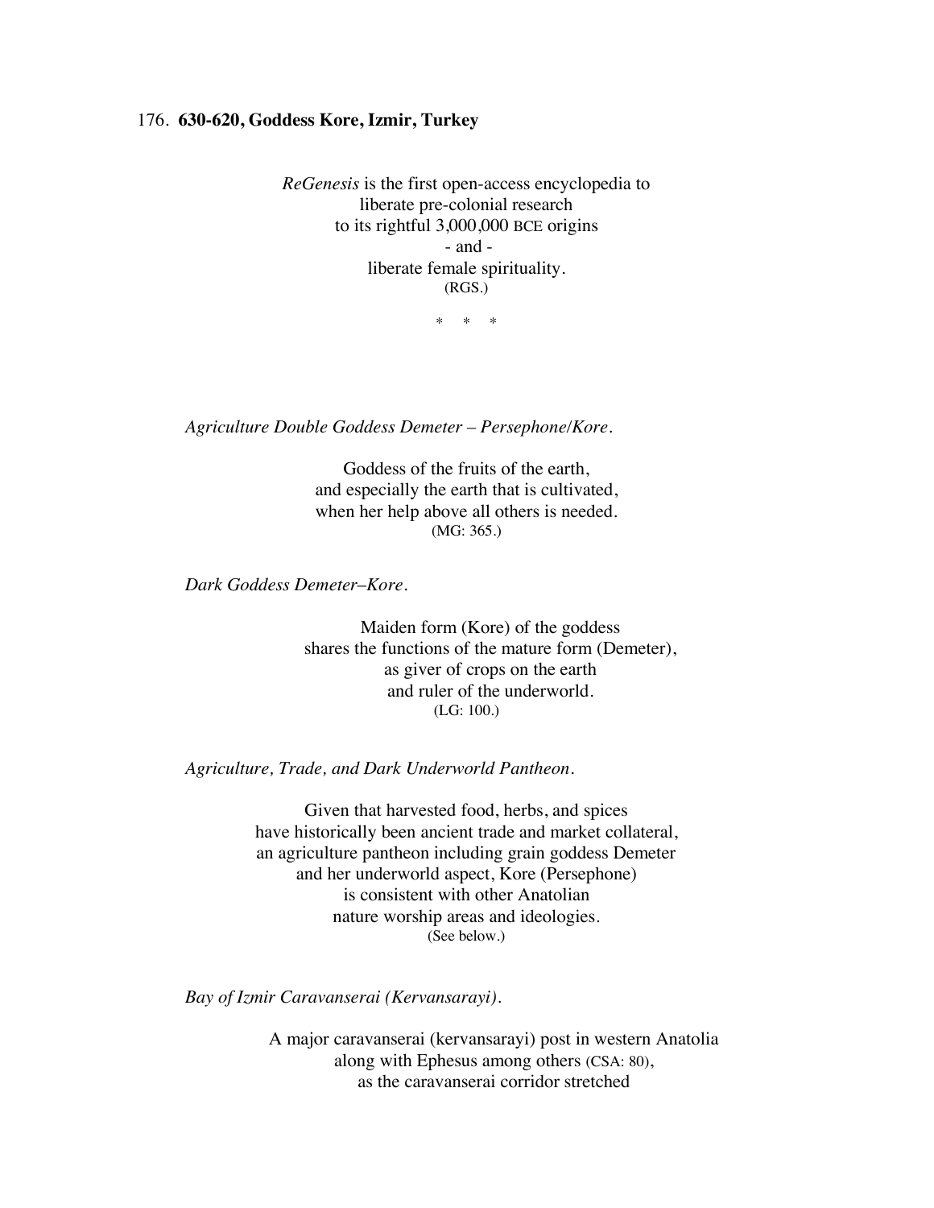176. **630-620, Goddess Kore, Izmir, Turkey**

*ReGenesis* is the first open-access encyclopedia to
liberate pre-colonial research
to its rightful 3,000,000 BCE origins
- and -
liberate female spirituality.
(RGS.)

\* \* \*

*Agriculture Double Goddess Demeter – Persephone/Kore.*

Goddess of the fruits of the earth,
and especially the earth that is cultivated,
when her help above all others is needed.
(MG: 365.)

*Dark Goddess Demeter–Kore.*

Maiden form (Kore) of the goddess
shares the functions of the mature form (Demeter),
as giver of crops on the earth
and ruler of the underworld.
(LG: 100.)

*Agriculture, Trade, and Dark Underworld Pantheon.*

Given that harvested food, herbs, and spices
have historically been ancient trade and market collateral,
an agriculture pantheon including grain goddess Demeter
and her underworld aspect, Kore (Persephone)
is consistent with other Anatolian
nature worship areas and ideologies.
(See below.)

*Bay of Izmir Caravanserai (Kervansarayi).*

A major caravanserai (kervansarayi) post in western Anatolia
along with Ephesus among others (CSA: 80),
as the caravanserai corridor stretched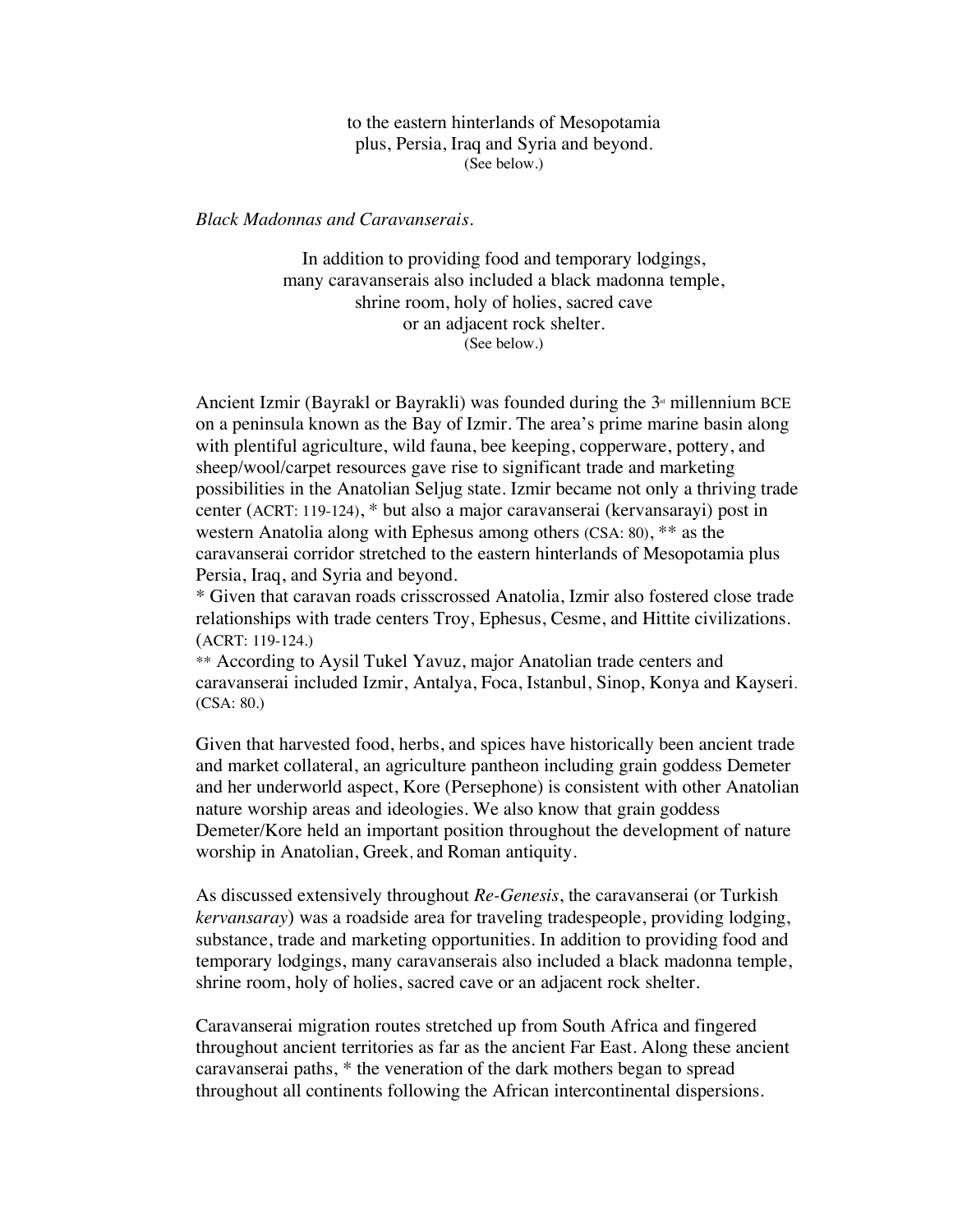to the eastern hinterlands of Mesopotamia
plus, Persia, Iraq and Syria and beyond.
(See below.)

*Black Madonnas and Caravanserais.*

In addition to providing food and temporary lodgings,
many caravanserais also included a black madonna temple,
shrine room, holy of holies, sacred cave
or an adjacent rock shelter.
(See below.)

Ancient Izmir (Bayrakl or Bayrakli) was founded during the 3rd millennium BCE on a peninsula known as the Bay of Izmir. The area's prime marine basin along with plentiful agriculture, wild fauna, bee keeping, copperware, pottery, and sheep/wool/carpet resources gave rise to significant trade and marketing possibilities in the Anatolian Seljug state. Izmir became not only a thriving trade center (ACRT: 119-124), * but also a major caravanserai (kervansarayi) post in western Anatolia along with Ephesus among others (CSA: 80), ** as the caravanserai corridor stretched to the eastern hinterlands of Mesopotamia plus Persia, Iraq, and Syria and beyond.

* Given that caravan roads crisscrossed Anatolia, Izmir also fostered close trade relationships with trade centers Troy, Ephesus, Cesme, and Hittite civilizations. (ACRT: 119-124.)

** According to Aysil Tukel Yavuz, major Anatolian trade centers and caravanserai included Izmir, Antalya, Foca, Istanbul, Sinop, Konya and Kayseri. (CSA: 80.)

Given that harvested food, herbs, and spices have historically been ancient trade and market collateral, an agriculture pantheon including grain goddess Demeter and her underworld aspect, Kore (Persephone) is consistent with other Anatolian nature worship areas and ideologies. We also know that grain goddess Demeter/Kore held an important position throughout the development of nature worship in Anatolian, Greek, and Roman antiquity.

As discussed extensively throughout *Re-Genesis*, the caravanserai (or Turkish *kervansaray*) was a roadside area for traveling tradespeople, providing lodging, substance, trade and marketing opportunities. In addition to providing food and temporary lodgings, many caravanserais also included a black madonna temple, shrine room, holy of holies, sacred cave or an adjacent rock shelter.

Caravanserai migration routes stretched up from South Africa and fingered throughout ancient territories as far as the ancient Far East. Along these ancient caravanserai paths, * the veneration of the dark mothers began to spread throughout all continents following the African intercontinental dispersions.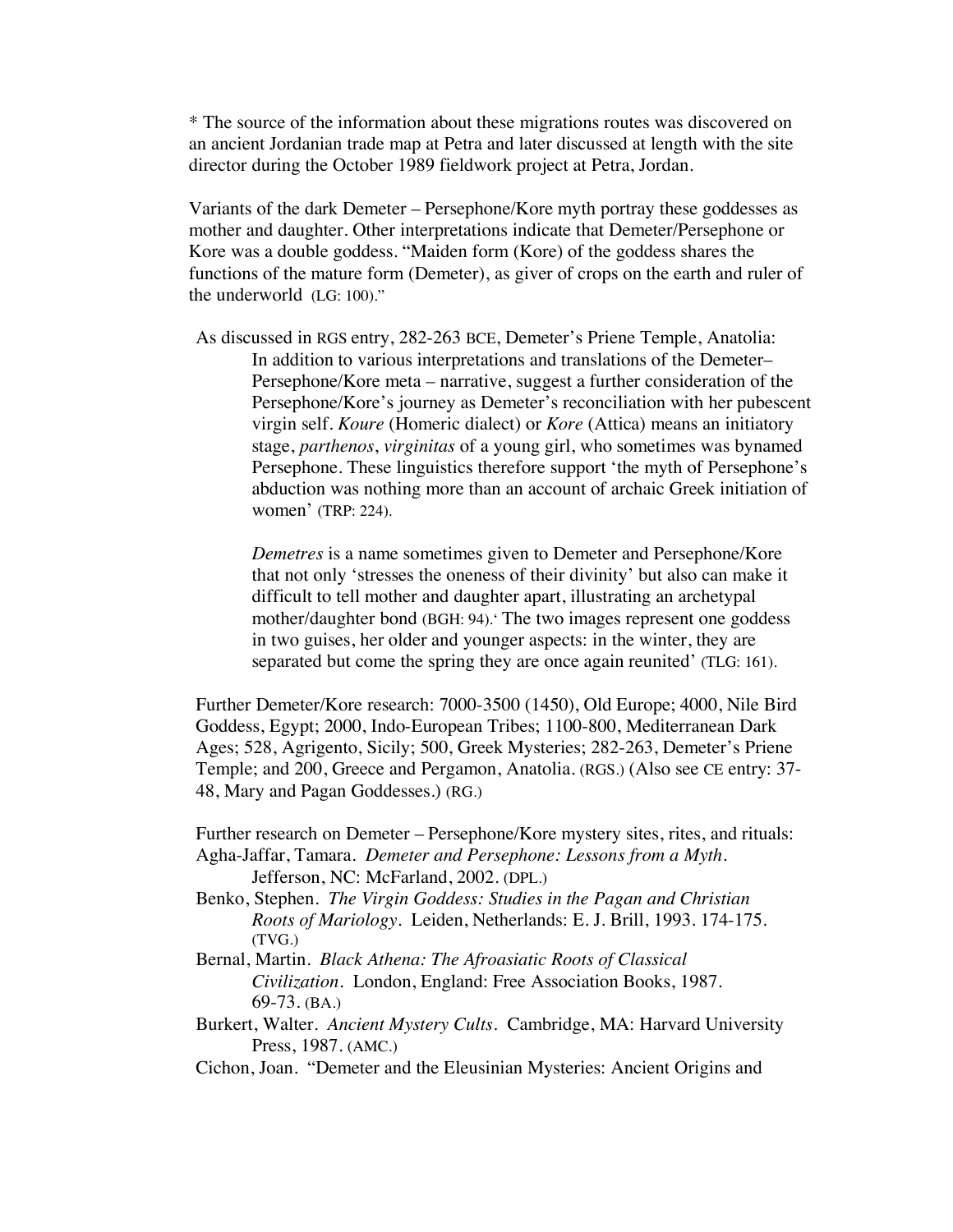* The source of the information about these migrations routes was discovered on an ancient Jordanian trade map at Petra and later discussed at length with the site director during the October 1989 fieldwork project at Petra, Jordan.

Variants of the dark Demeter – Persephone/Kore myth portray these goddesses as mother and daughter. Other interpretations indicate that Demeter/Persephone or Kore was a double goddess. "Maiden form (Kore) of the goddess shares the functions of the mature form (Demeter), as giver of crops on the earth and ruler of the underworld (LG: 100)."

As discussed in RGS entry, 282-263 BCE, Demeter's Priene Temple, Anatolia:

> In addition to various interpretations and translations of the Demeter–Persephone/Kore meta – narrative, suggest a further consideration of the Persephone/Kore's journey as Demeter's reconciliation with her pubescent virgin self. *Koure* (Homeric dialect) or *Kore* (Attica) means an initiatory stage, *parthenos*, *virginitas* of a young girl, who sometimes was bynamed Persephone. These linguistics therefore support 'the myth of Persephone's abduction was nothing more than an account of archaic Greek initiation of women' (TRP: 224).
>
> *Demetres* is a name sometimes given to Demeter and Persephone/Kore that not only 'stresses the oneness of their divinity' but also can make it difficult to tell mother and daughter apart, illustrating an archetypal mother/daughter bond (BGH: 94).' The two images represent one goddess in two guises, her older and younger aspects: in the winter, they are separated but come the spring they are once again reunited' (TLG: 161).

Further Demeter/Kore research: 7000-3500 (1450), Old Europe; 4000, Nile Bird Goddess, Egypt; 2000, Indo-European Tribes; 1100-800, Mediterranean Dark Ages; 528, Agrigento, Sicily; 500, Greek Mysteries; 282-263, Demeter's Priene Temple; and 200, Greece and Pergamon, Anatolia. (RGS.) (Also see CE entry: 37-48, Mary and Pagan Goddesses.) (RG.)

Further research on Demeter – Persephone/Kore mystery sites, rites, and rituals:

Agha-Jaffar, Tamara. *Demeter and Persephone: Lessons from a Myth*. Jefferson, NC: McFarland, 2002. (DPL.)

Benko, Stephen. *The Virgin Goddess: Studies in the Pagan and Christian Roots of Mariology*. Leiden, Netherlands: E. J. Brill, 1993. 174-175. (TVG.)

Bernal, Martin. *Black Athena: The Afroasiatic Roots of Classical Civilization*. London, England: Free Association Books, 1987. 69-73. (BA.)

Burkert, Walter. *Ancient Mystery Cults*. Cambridge, MA: Harvard University Press, 1987. (AMC.)

Cichon, Joan. "Demeter and the Eleusinian Mysteries: Ancient Origins and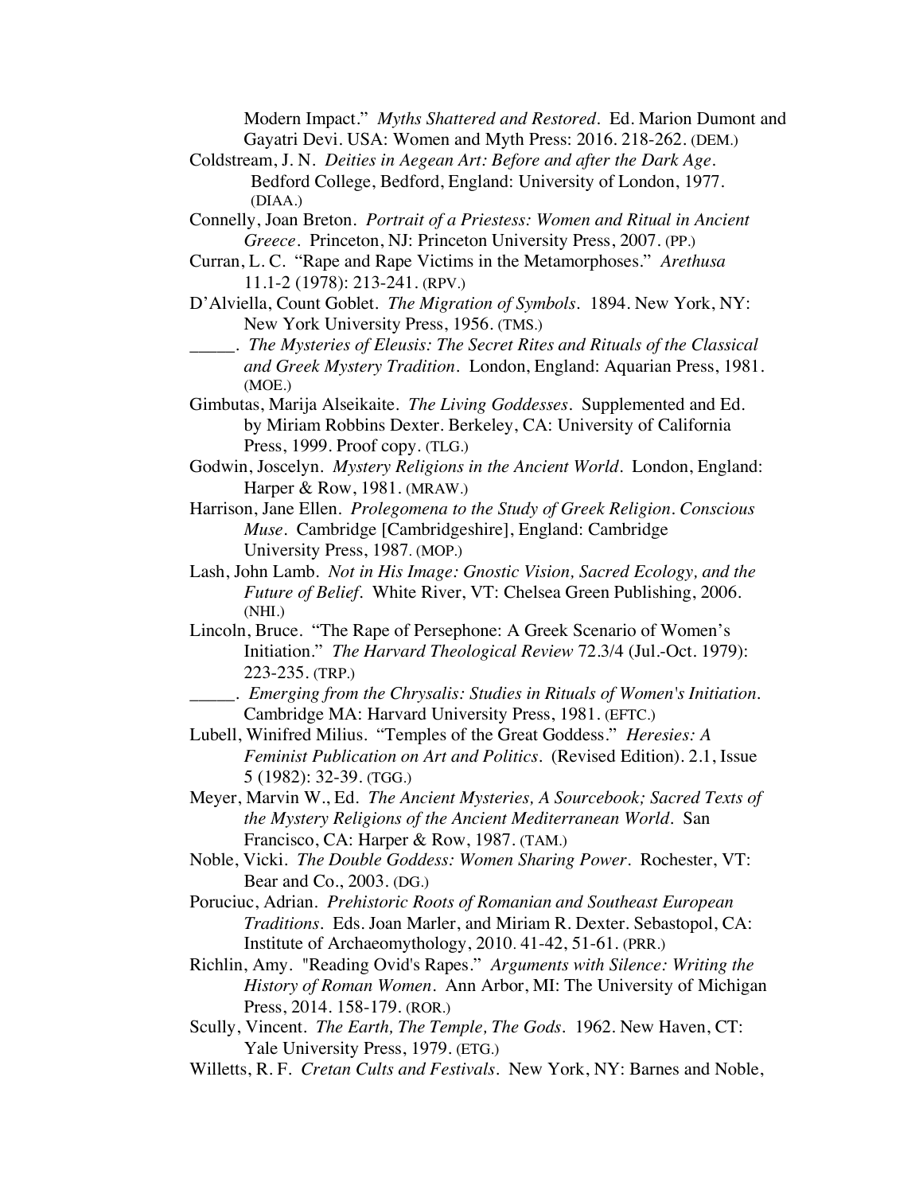Modern Impact." *Myths Shattered and Restored*. Ed. Marion Dumont and Gayatri Devi. USA: Women and Myth Press: 2016. 218-262. (DEM.)

Coldstream, J. N. *Deities in Aegean Art: Before and after the Dark Age*. Bedford College, Bedford, England: University of London, 1977. (DIAA.)

Connelly, Joan Breton. *Portrait of a Priestess: Women and Ritual in Ancient Greece*. Princeton, NJ: Princeton University Press, 2007. (PP.)

Curran, L. C. "Rape and Rape Victims in the Metamorphoses." *Arethusa* 11.1-2 (1978): 213-241. (RPV.)

D'Alviella, Count Goblet. *The Migration of Symbols*. 1894. New York, NY: New York University Press, 1956. (TMS.)

_____. *The Mysteries of Eleusis: The Secret Rites and Rituals of the Classical and Greek Mystery Tradition*. London, England: Aquarian Press, 1981. (MOE.)

Gimbutas, Marija Alseikaite. *The Living Goddesses*. Supplemented and Ed. by Miriam Robbins Dexter. Berkeley, CA: University of California Press, 1999. Proof copy. (TLG.)

Godwin, Joscelyn. *Mystery Religions in the Ancient World*. London, England: Harper & Row, 1981. (MRAW.)

Harrison, Jane Ellen. *Prolegomena to the Study of Greek Religion. Conscious Muse*. Cambridge [Cambridgeshire], England: Cambridge University Press, 1987. (MOP.)

Lash, John Lamb. *Not in His Image: Gnostic Vision, Sacred Ecology, and the Future of Belief*. White River, VT: Chelsea Green Publishing, 2006. (NHI.)

Lincoln, Bruce. "The Rape of Persephone: A Greek Scenario of Women's Initiation." *The Harvard Theological Review* 72.3/4 (Jul.-Oct. 1979): 223-235. (TRP.)

_____. *Emerging from the Chrysalis: Studies in Rituals of Women's Initiation*. Cambridge MA: Harvard University Press, 1981. (EFTC.)

Lubell, Winifred Milius. "Temples of the Great Goddess." *Heresies: A Feminist Publication on Art and Politics*. (Revised Edition). 2.1, Issue 5 (1982): 32-39. (TGG.)

Meyer, Marvin W., Ed. *The Ancient Mysteries, A Sourcebook; Sacred Texts of the Mystery Religions of the Ancient Mediterranean World*. San Francisco, CA: Harper & Row, 1987. (TAM.)

Noble, Vicki. *The Double Goddess: Women Sharing Power*. Rochester, VT: Bear and Co., 2003. (DG.)

Poruciuc, Adrian. *Prehistoric Roots of Romanian and Southeast European Traditions*. Eds. Joan Marler, and Miriam R. Dexter. Sebastopol, CA: Institute of Archaeomythology, 2010. 41-42, 51-61. (PRR.)

Richlin, Amy. "Reading Ovid's Rapes." *Arguments with Silence: Writing the History of Roman Women*. Ann Arbor, MI: The University of Michigan Press, 2014. 158-179. (ROR.)

Scully, Vincent. *The Earth, The Temple, The Gods*. 1962. New Haven, CT: Yale University Press, 1979. (ETG.)

Willetts, R. F. *Cretan Cults and Festivals*. New York, NY: Barnes and Noble,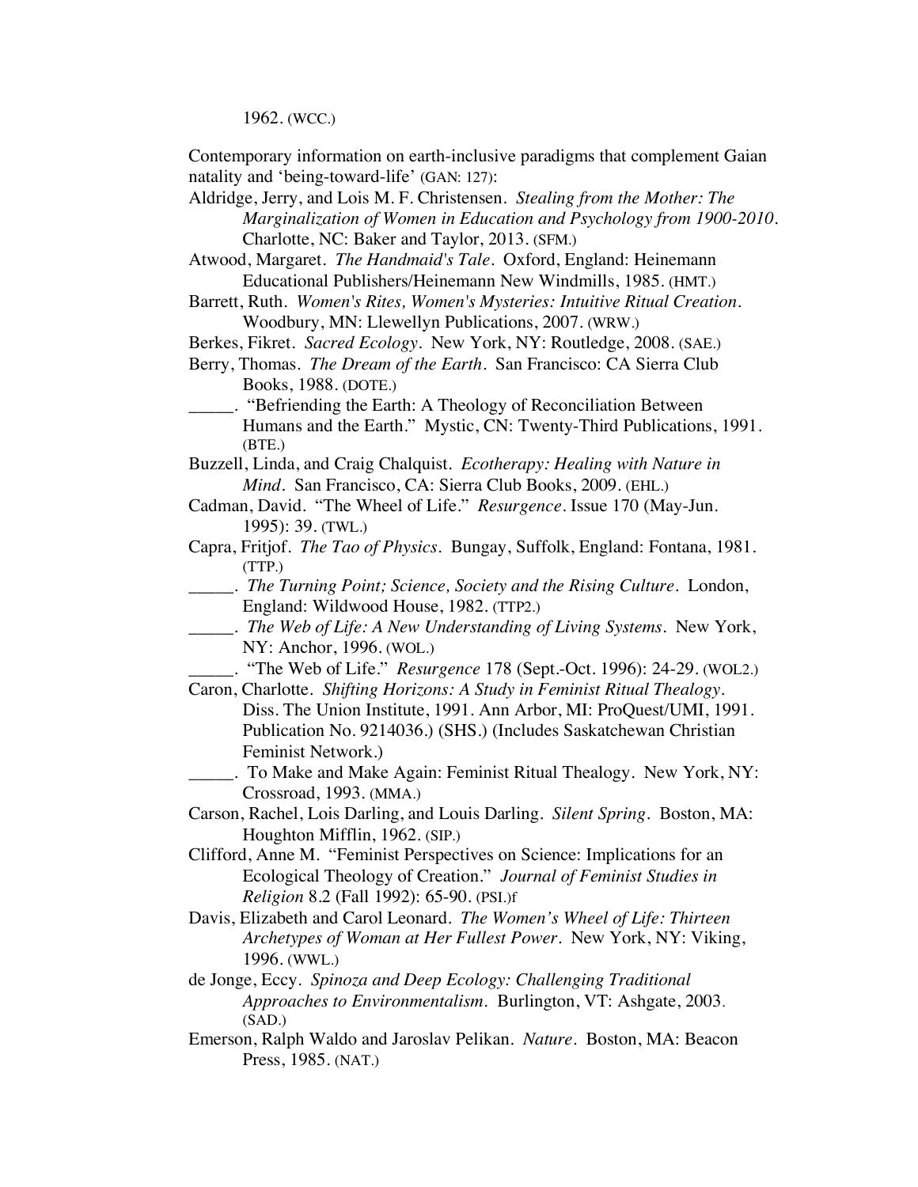1962. (WCC.)

Contemporary information on earth-inclusive paradigms that complement Gaian natality and 'being-toward-life' (GAN: 127):

Aldridge, Jerry, and Lois M. F. Christensen. *Stealing from the Mother: The Marginalization of Women in Education and Psychology from 1900-2010*. Charlotte, NC: Baker and Taylor, 2013. (SFM.)

Atwood, Margaret. *The Handmaid's Tale*. Oxford, England: Heinemann Educational Publishers/Heinemann New Windmills, 1985. (HMT.)

Barrett, Ruth. *Women's Rites, Women's Mysteries: Intuitive Ritual Creation*. Woodbury, MN: Llewellyn Publications, 2007. (WRW.)

Berkes, Fikret. *Sacred Ecology*. New York, NY: Routledge, 2008. (SAE.)

Berry, Thomas. *The Dream of the Earth*. San Francisco: CA Sierra Club Books, 1988. (DOTE.)

_____. "Befriending the Earth: A Theology of Reconciliation Between Humans and the Earth." Mystic, CN: Twenty-Third Publications, 1991. (BTE.)

Buzzell, Linda, and Craig Chalquist. *Ecotherapy: Healing with Nature in Mind*. San Francisco, CA: Sierra Club Books, 2009. (EHL.)

Cadman, David. "The Wheel of Life." *Resurgence*. Issue 170 (May-Jun. 1995): 39. (TWL.)

Capra, Fritjof. *The Tao of Physics*. Bungay, Suffolk, England: Fontana, 1981. (TTP.)

_____. *The Turning Point; Science, Society and the Rising Culture*. London, England: Wildwood House, 1982. (TTP2.)

_____. *The Web of Life: A New Understanding of Living Systems*. New York, NY: Anchor, 1996. (WOL.)

_____. "The Web of Life." *Resurgence* 178 (Sept.-Oct. 1996): 24-29. (WOL2.)

Caron, Charlotte. *Shifting Horizons: A Study in Feminist Ritual Thealogy*. Diss. The Union Institute, 1991. Ann Arbor, MI: ProQuest/UMI, 1991. Publication No. 9214036.) (SHS.) (Includes Saskatchewan Christian Feminist Network.)

_____. To Make and Make Again: Feminist Ritual Thealogy. New York, NY: Crossroad, 1993. (MMA.)

Carson, Rachel, Lois Darling, and Louis Darling. *Silent Spring*. Boston, MA: Houghton Mifflin, 1962. (SIP.)

Clifford, Anne M. "Feminist Perspectives on Science: Implications for an Ecological Theology of Creation." *Journal of Feminist Studies in Religion* 8.2 (Fall 1992): 65-90. (PSI.)f

Davis, Elizabeth and Carol Leonard. *The Women's Wheel of Life: Thirteen Archetypes of Woman at Her Fullest Power*. New York, NY: Viking, 1996. (WWL.)

de Jonge, Eccy. *Spinoza and Deep Ecology: Challenging Traditional Approaches to Environmentalism*. Burlington, VT: Ashgate, 2003. (SAD.)

Emerson, Ralph Waldo and Jaroslav Pelikan. *Nature*. Boston, MA: Beacon Press, 1985. (NAT.)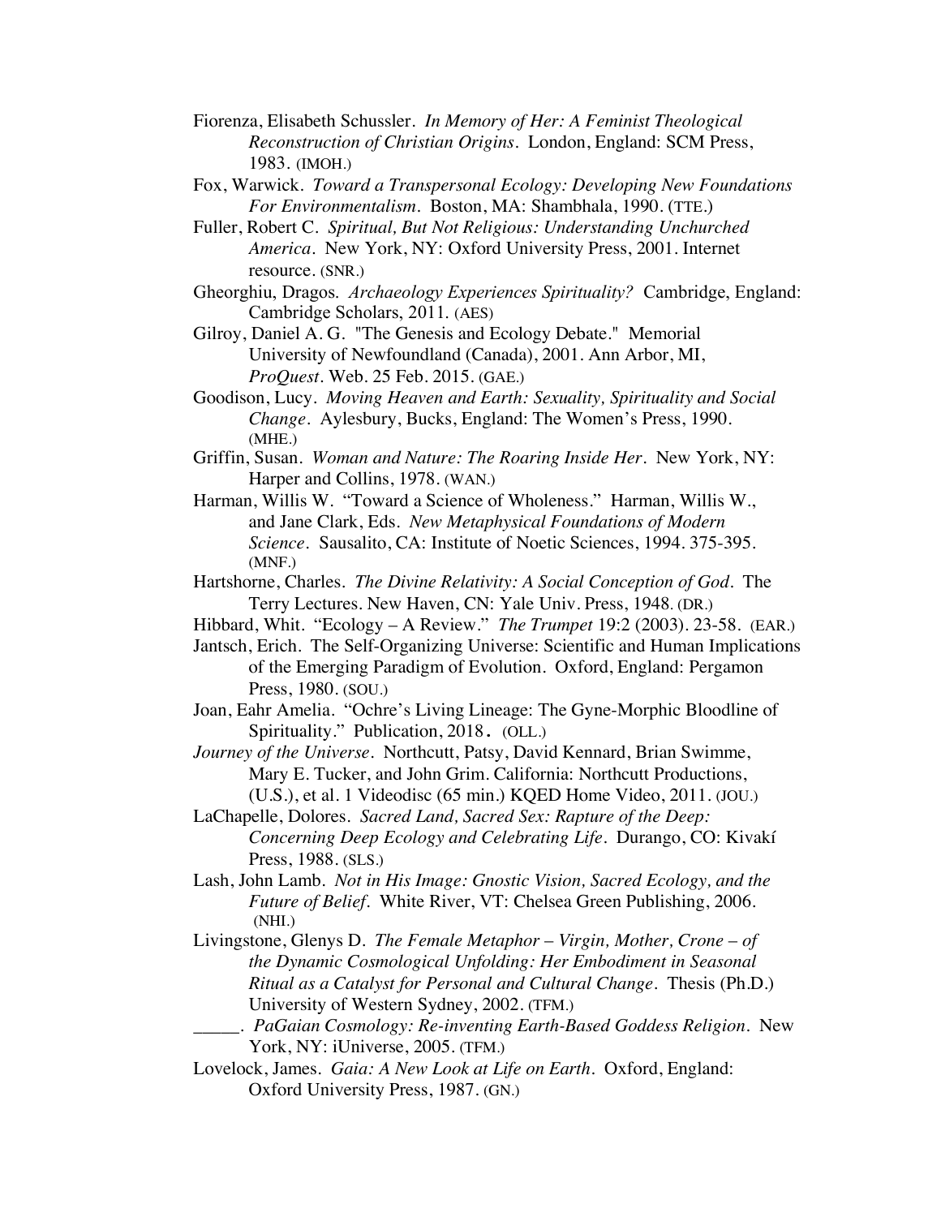Fiorenza, Elisabeth Schussler. *In Memory of Her: A Feminist Theological Reconstruction of Christian Origins*. London, England: SCM Press, 1983. (IMOH.)

Fox, Warwick. *Toward a Transpersonal Ecology: Developing New Foundations For Environmentalism*. Boston, MA: Shambhala, 1990. (TTE.)

Fuller, Robert C. *Spiritual, But Not Religious: Understanding Unchurched America*. New York, NY: Oxford University Press, 2001. Internet resource. (SNR.)

Gheorghiu, Dragos. *Archaeology Experiences Spirituality?* Cambridge, England: Cambridge Scholars, 2011. (AES)

Gilroy, Daniel A. G. "The Genesis and Ecology Debate." Memorial University of Newfoundland (Canada), 2001. Ann Arbor, MI, *ProQuest*. Web. 25 Feb. 2015. (GAE.)

Goodison, Lucy. *Moving Heaven and Earth: Sexuality, Spirituality and Social Change*. Aylesbury, Bucks, England: The Women's Press, 1990. (MHE.)

Griffin, Susan. *Woman and Nature: The Roaring Inside Her*. New York, NY: Harper and Collins, 1978. (WAN.)

Harman, Willis W. "Toward a Science of Wholeness." Harman, Willis W., and Jane Clark, Eds. *New Metaphysical Foundations of Modern Science*. Sausalito, CA: Institute of Noetic Sciences, 1994. 375-395. (MNF.)

Hartshorne, Charles. *The Divine Relativity: A Social Conception of God*. The Terry Lectures. New Haven, CN: Yale Univ. Press, 1948. (DR.)

Hibbard, Whit. "Ecology – A Review." *The Trumpet* 19:2 (2003). 23-58. (EAR.)

Jantsch, Erich. The Self-Organizing Universe: Scientific and Human Implications of the Emerging Paradigm of Evolution. Oxford, England: Pergamon Press, 1980. (SOU.)

Joan, Eahr Amelia. "Ochre's Living Lineage: The Gyne-Morphic Bloodline of Spirituality." Publication, 2018. (OLL.)

*Journey of the Universe*. Northcutt, Patsy, David Kennard, Brian Swimme, Mary E. Tucker, and John Grim. California: Northcutt Productions, (U.S.), et al. 1 Videodisc (65 min.) KQED Home Video, 2011. (JOU.)

LaChapelle, Dolores. *Sacred Land, Sacred Sex: Rapture of the Deep: Concerning Deep Ecology and Celebrating Life*. Durango, CO: Kivakí Press, 1988. (SLS.)

Lash, John Lamb. *Not in His Image: Gnostic Vision, Sacred Ecology, and the Future of Belief*. White River, VT: Chelsea Green Publishing, 2006. (NHI.)

Livingstone, Glenys D. *The Female Metaphor – Virgin, Mother, Crone – of the Dynamic Cosmological Unfolding: Her Embodiment in Seasonal Ritual as a Catalyst for Personal and Cultural Change*. Thesis (Ph.D.) University of Western Sydney, 2002. (TFM.)

_____. *PaGaian Cosmology: Re-inventing Earth-Based Goddess Religion*. New York, NY: iUniverse, 2005. (TFM.)

Lovelock, James. *Gaia: A New Look at Life on Earth*. Oxford, England: Oxford University Press, 1987. (GN.)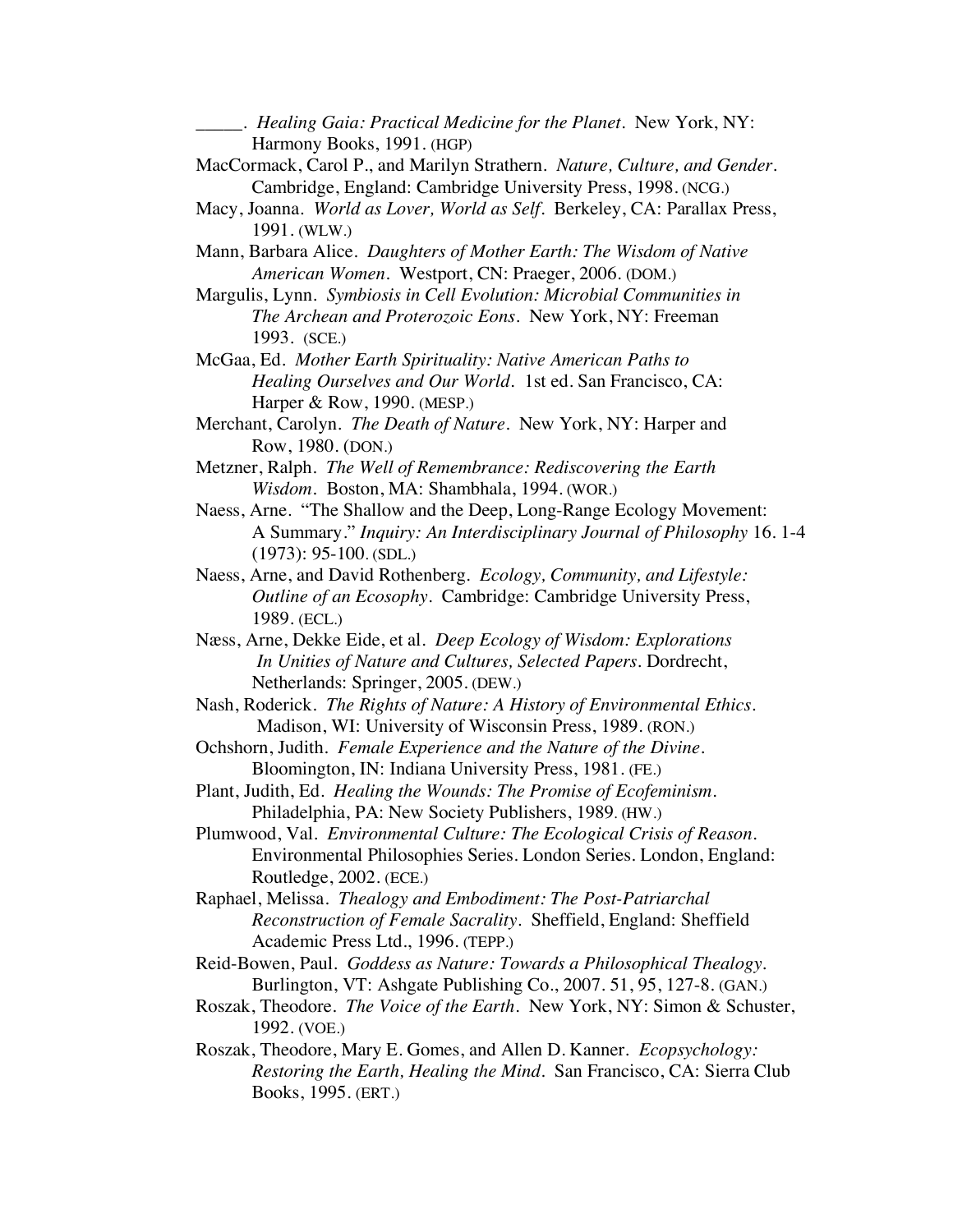_____. *Healing Gaia: Practical Medicine for the Planet*. New York, NY: Harmony Books, 1991. (HGP)

MacCormack, Carol P., and Marilyn Strathern. *Nature, Culture, and Gender*. Cambridge, England: Cambridge University Press, 1998. (NCG.)

Macy, Joanna. *World as Lover, World as Self*. Berkeley, CA: Parallax Press, 1991. (WLW.)

Mann, Barbara Alice. *Daughters of Mother Earth: The Wisdom of Native American Women*. Westport, CN: Praeger, 2006. (DOM.)

Margulis, Lynn. *Symbiosis in Cell Evolution: Microbial Communities in The Archean and Proterozoic Eons*. New York, NY: Freeman 1993. (SCE.)

McGaa, Ed. *Mother Earth Spirituality: Native American Paths to Healing Ourselves and Our World*. 1st ed. San Francisco, CA: Harper & Row, 1990. (MESP.)

Merchant, Carolyn. *The Death of Nature*. New York, NY: Harper and Row, 1980. (DON.)

Metzner, Ralph. *The Well of Remembrance: Rediscovering the Earth Wisdom*. Boston, MA: Shambhala, 1994. (WOR.)

Naess, Arne. "The Shallow and the Deep, Long-Range Ecology Movement: A Summary." *Inquiry: An Interdisciplinary Journal of Philosophy* 16. 1-4 (1973): 95-100. (SDL.)

Naess, Arne, and David Rothenberg. *Ecology, Community, and Lifestyle: Outline of an Ecosophy*. Cambridge: Cambridge University Press, 1989. (ECL.)

Næss, Arne, Dekke Eide, et al. *Deep Ecology of Wisdom: Explorations In Unities of Nature and Cultures, Selected Papers*. Dordrecht, Netherlands: Springer, 2005. (DEW.)

Nash, Roderick. *The Rights of Nature: A History of Environmental Ethics*. Madison, WI: University of Wisconsin Press, 1989. (RON.)

Ochshorn, Judith. *Female Experience and the Nature of the Divine*. Bloomington, IN: Indiana University Press, 1981. (FE.)

Plant, Judith, Ed. *Healing the Wounds: The Promise of Ecofeminism*. Philadelphia, PA: New Society Publishers, 1989. (HW.)

Plumwood, Val. *Environmental Culture: The Ecological Crisis of Reason*. Environmental Philosophies Series. London Series. London, England: Routledge, 2002. (ECE.)

Raphael, Melissa. *Thealogy and Embodiment: The Post-Patriarchal Reconstruction of Female Sacrality*. Sheffield, England: Sheffield Academic Press Ltd., 1996. (TEPP.)

Reid-Bowen, Paul. *Goddess as Nature: Towards a Philosophical Thealogy*. Burlington, VT: Ashgate Publishing Co., 2007. 51, 95, 127-8. (GAN.)

Roszak, Theodore. *The Voice of the Earth*. New York, NY: Simon & Schuster, 1992. (VOE.)

Roszak, Theodore, Mary E. Gomes, and Allen D. Kanner. *Ecopsychology: Restoring the Earth, Healing the Mind*. San Francisco, CA: Sierra Club Books, 1995. (ERT.)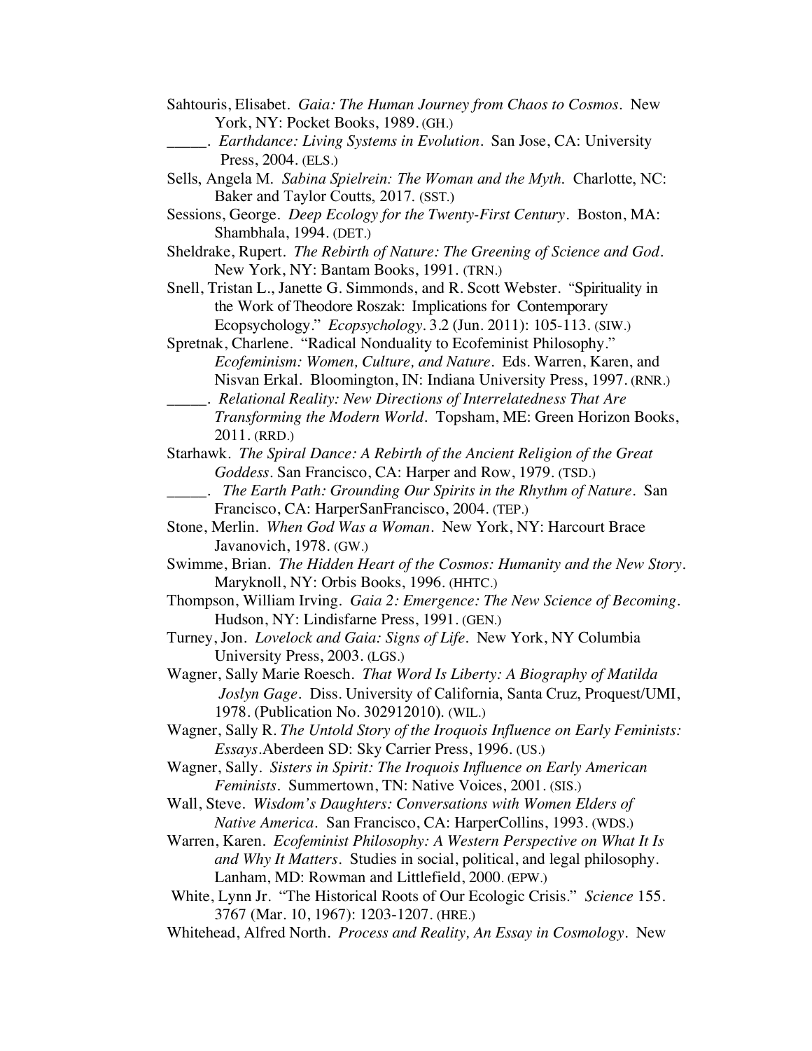Sahtouris, Elisabet. *Gaia: The Human Journey from Chaos to Cosmos*. New York, NY: Pocket Books, 1989. (GH.)

_____. *Earthdance: Living Systems in Evolution*. San Jose, CA: University Press, 2004. (ELS.)

Sells, Angela M. *Sabina Spielrein: The Woman and the Myth.* Charlotte, NC: Baker and Taylor Coutts, 2017. (SST.)

Sessions, George. *Deep Ecology for the Twenty-First Century*. Boston, MA: Shambhala, 1994. (DET.)

Sheldrake, Rupert. *The Rebirth of Nature: The Greening of Science and God*. New York, NY: Bantam Books, 1991. (TRN.)

Snell, Tristan L., Janette G. Simmonds, and R. Scott Webster. "Spirituality in the Work of Theodore Roszak: Implications for Contemporary Ecopsychology." *Ecopsychology*. 3.2 (Jun. 2011): 105-113. (SIW.)

Spretnak, Charlene. "Radical Nonduality to Ecofeminist Philosophy." *Ecofeminism: Women, Culture, and Nature*. Eds. Warren, Karen, and Nisvan Erkal. Bloomington, IN: Indiana University Press, 1997. (RNR.)

_____. *Relational Reality: New Directions of Interrelatedness That Are Transforming the Modern World*. Topsham, ME: Green Horizon Books, 2011. (RRD.)

Starhawk. *The Spiral Dance: A Rebirth of the Ancient Religion of the Great Goddess*. San Francisco, CA: Harper and Row, 1979. (TSD.)

_____. *The Earth Path: Grounding Our Spirits in the Rhythm of Nature*. San Francisco, CA: HarperSanFrancisco, 2004. (TEP.)

Stone, Merlin. *When God Was a Woman*. New York, NY: Harcourt Brace Javanovich, 1978. (GW.)

Swimme, Brian. *The Hidden Heart of the Cosmos: Humanity and the New Story*. Maryknoll, NY: Orbis Books, 1996. (HHTC.)

Thompson, William Irving. *Gaia 2: Emergence: The New Science of Becoming*. Hudson, NY: Lindisfarne Press, 1991. (GEN.)

Turney, Jon. *Lovelock and Gaia: Signs of Life*. New York, NY Columbia University Press, 2003. (LGS.)

Wagner, Sally Marie Roesch. *That Word Is Liberty: A Biography of Matilda Joslyn Gage*. Diss. University of California, Santa Cruz, Proquest/UMI, 1978. (Publication No. 302912010). (WIL.)

Wagner, Sally R. *The Untold Story of the Iroquois Influence on Early Feminists: Essays*.Aberdeen SD: Sky Carrier Press, 1996. (US.)

Wagner, Sally. *Sisters in Spirit: The Iroquois Influence on Early American Feminists*. Summertown, TN: Native Voices, 2001. (SIS.)

Wall, Steve. *Wisdom's Daughters: Conversations with Women Elders of Native America*. San Francisco, CA: HarperCollins, 1993. (WDS.)

Warren, Karen. *Ecofeminist Philosophy: A Western Perspective on What It Is and Why It Matters*. Studies in social, political, and legal philosophy. Lanham, MD: Rowman and Littlefield, 2000. (EPW.)

White, Lynn Jr. "The Historical Roots of Our Ecologic Crisis." *Science* 155. 3767 (Mar. 10, 1967): 1203-1207. (HRE.)

Whitehead, Alfred North. *Process and Reality, An Essay in Cosmology*. New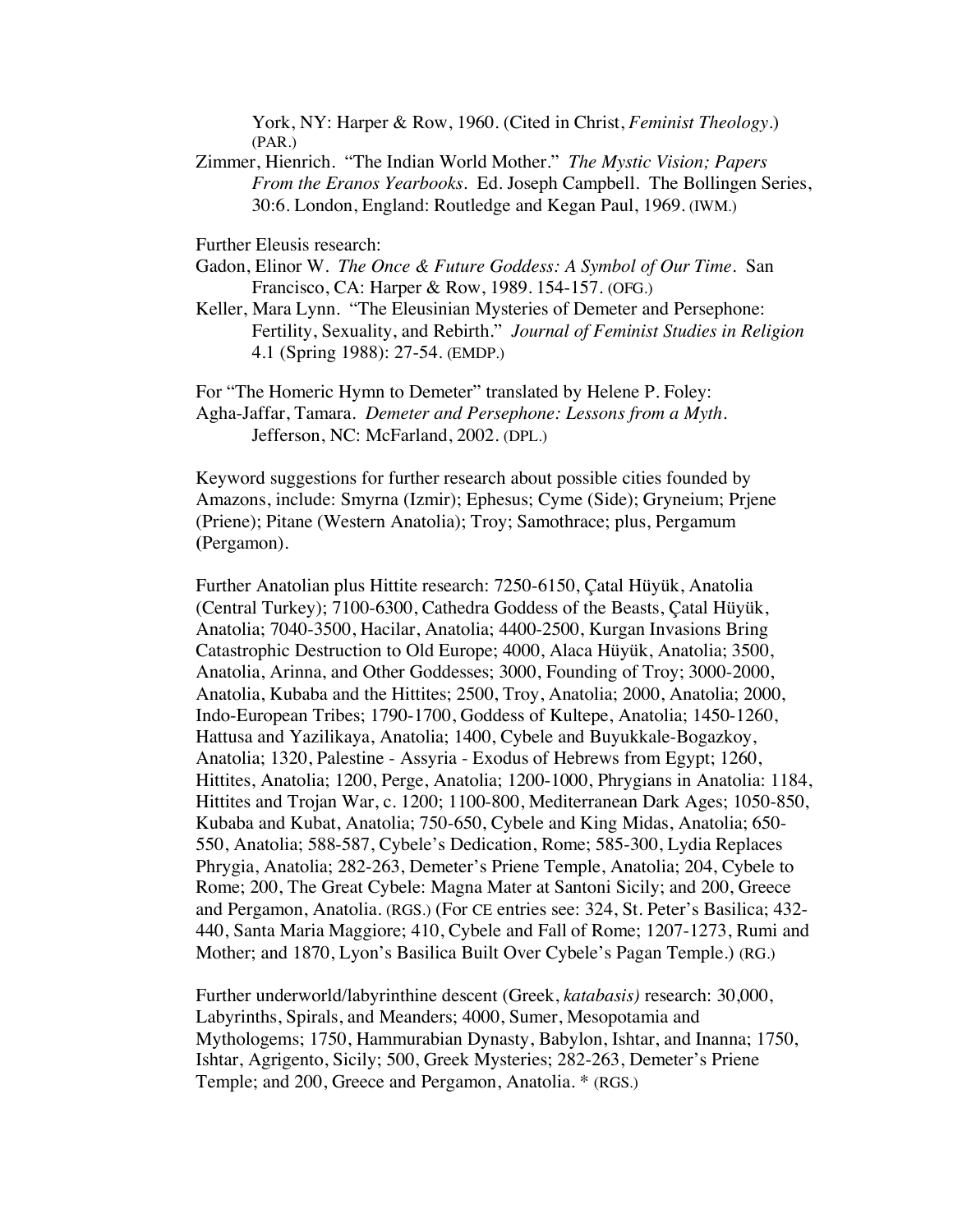York, NY: Harper & Row, 1960. (Cited in Christ, *Feminist Theology*.) (PAR.)

Zimmer, Hienrich. "The Indian World Mother." *The Mystic Vision; Papers From the Eranos Yearbooks*. Ed. Joseph Campbell. The Bollingen Series, 30:6. London, England: Routledge and Kegan Paul, 1969. (IWM.)

Further Eleusis research:

Gadon, Elinor W. *The Once & Future Goddess: A Symbol of Our Time*. San Francisco, CA: Harper & Row, 1989. 154-157. (OFG.)

Keller, Mara Lynn. "The Eleusinian Mysteries of Demeter and Persephone: Fertility, Sexuality, and Rebirth." *Journal of Feminist Studies in Religion* 4.1 (Spring 1988): 27-54. (EMDP.)

For "The Homeric Hymn to Demeter" translated by Helene P. Foley:

Agha-Jaffar, Tamara. *Demeter and Persephone: Lessons from a Myth*. Jefferson, NC: McFarland, 2002. (DPL.)

Keyword suggestions for further research about possible cities founded by Amazons, include: Smyrna (Izmir); Ephesus; Cyme (Side); Gryneium; Prjene (Priene); Pitane (Western Anatolia); Troy; Samothrace; plus, Pergamum (Pergamon).

Further Anatolian plus Hittite research: 7250-6150, Çatal Hüyük, Anatolia (Central Turkey); 7100-6300, Cathedra Goddess of the Beasts, Çatal Hüyük, Anatolia; 7040-3500, Hacilar, Anatolia; 4400-2500, Kurgan Invasions Bring Catastrophic Destruction to Old Europe; 4000, Alaca Hüyük, Anatolia; 3500, Anatolia, Arinna, and Other Goddesses; 3000, Founding of Troy; 3000-2000, Anatolia, Kubaba and the Hittites; 2500, Troy, Anatolia; 2000, Anatolia; 2000, Indo-European Tribes; 1790-1700, Goddess of Kultepe, Anatolia; 1450-1260, Hattusa and Yazilikaya, Anatolia; 1400, Cybele and Buyukkale-Bogazkoy, Anatolia; 1320, Palestine - Assyria - Exodus of Hebrews from Egypt; 1260, Hittites, Anatolia; 1200, Perge, Anatolia; 1200-1000, Phrygians in Anatolia: 1184, Hittites and Trojan War, c. 1200; 1100-800, Mediterranean Dark Ages; 1050-850, Kubaba and Kubat, Anatolia; 750-650, Cybele and King Midas, Anatolia; 650-550, Anatolia; 588-587, Cybele's Dedication, Rome; 585-300, Lydia Replaces Phrygia, Anatolia; 282-263, Demeter's Priene Temple, Anatolia; 204, Cybele to Rome; 200, The Great Cybele: Magna Mater at Santoni Sicily; and 200, Greece and Pergamon, Anatolia. (RGS.) (For CE entries see: 324, St. Peter's Basilica; 432-440, Santa Maria Maggiore; 410, Cybele and Fall of Rome; 1207-1273, Rumi and Mother; and 1870, Lyon's Basilica Built Over Cybele's Pagan Temple.) (RG.)

Further underworld/labyrinthine descent (Greek, *katabasis)* research: 30,000, Labyrinths, Spirals, and Meanders; 4000, Sumer, Mesopotamia and Mythologems; 1750, Hammurabian Dynasty, Babylon, Ishtar, and Inanna; 1750, Ishtar, Agrigento, Sicily; 500, Greek Mysteries; 282-263, Demeter's Priene Temple; and 200, Greece and Pergamon, Anatolia. * (RGS.)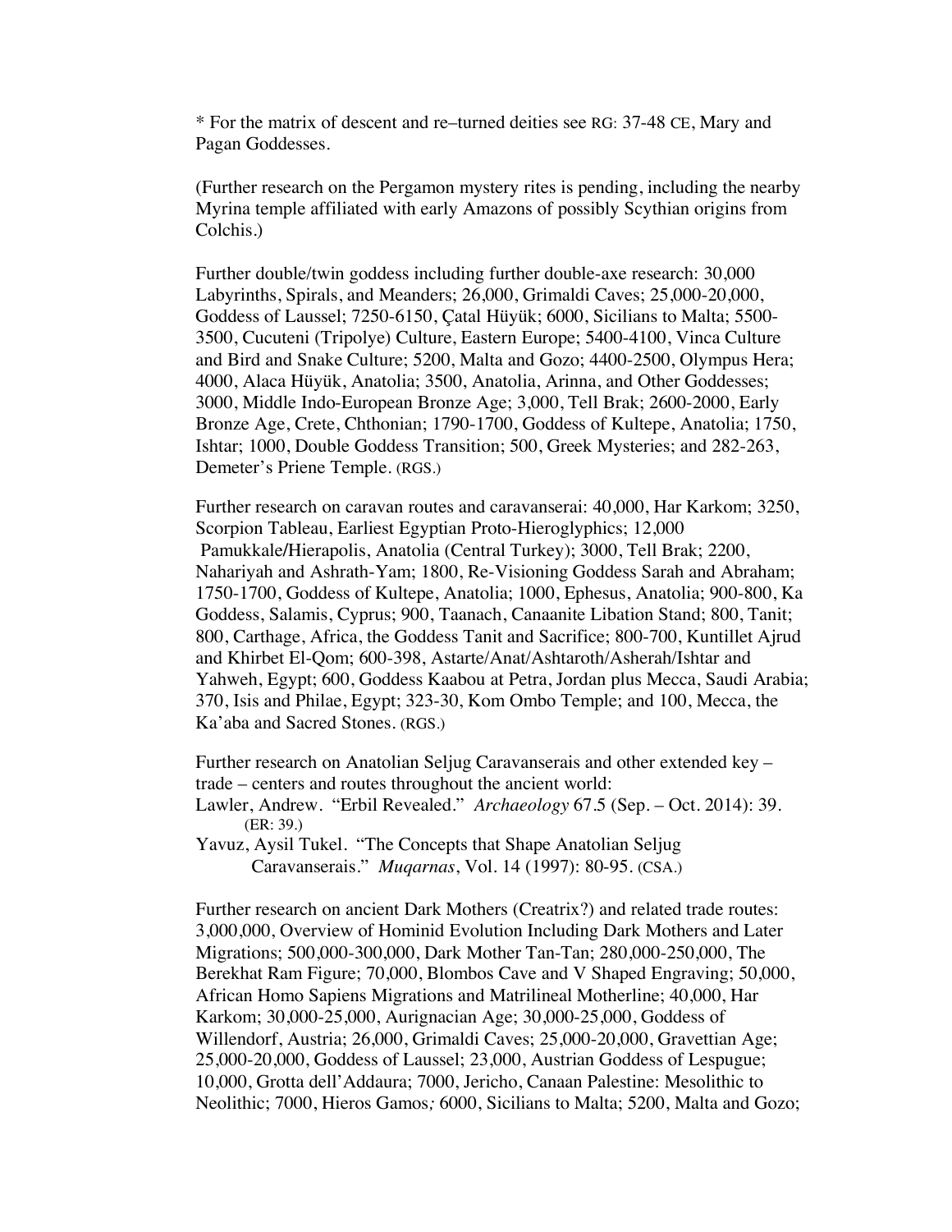* For the matrix of descent and re–turned deities see RG: 37-48 CE, Mary and Pagan Goddesses.

(Further research on the Pergamon mystery rites is pending, including the nearby Myrina temple affiliated with early Amazons of possibly Scythian origins from Colchis.)

Further double/twin goddess including further double-axe research: 30,000 Labyrinths, Spirals, and Meanders; 26,000, Grimaldi Caves; 25,000-20,000, Goddess of Laussel; 7250-6150, Çatal Hüyük; 6000, Sicilians to Malta; 5500-3500, Cucuteni (Tripolye) Culture, Eastern Europe; 5400-4100, Vinca Culture and Bird and Snake Culture; 5200, Malta and Gozo; 4400-2500, Olympus Hera; 4000, Alaca Hüyük, Anatolia; 3500, Anatolia, Arinna, and Other Goddesses; 3000, Middle Indo-European Bronze Age; 3,000, Tell Brak; 2600-2000, Early Bronze Age, Crete, Chthonian; 1790-1700, Goddess of Kultepe, Anatolia; 1750, Ishtar; 1000, Double Goddess Transition; 500, Greek Mysteries; and 282-263, Demeter's Priene Temple. (RGS.)

Further research on caravan routes and caravanserai: 40,000, Har Karkom; 3250, Scorpion Tableau, Earliest Egyptian Proto-Hieroglyphics; 12,000 Pamukkale/Hierapolis, Anatolia (Central Turkey); 3000, Tell Brak; 2200, Nahariyah and Ashrath-Yam; 1800, Re-Visioning Goddess Sarah and Abraham; 1750-1700, Goddess of Kultepe, Anatolia; 1000, Ephesus, Anatolia; 900-800, Ka Goddess, Salamis, Cyprus; 900, Taanach, Canaanite Libation Stand; 800, Tanit; 800, Carthage, Africa, the Goddess Tanit and Sacrifice; 800-700, Kuntillet Ajrud and Khirbet El-Qom; 600-398, Astarte/Anat/Ashtaroth/Asherah/Ishtar and Yahweh, Egypt; 600, Goddess Kaabou at Petra, Jordan plus Mecca, Saudi Arabia; 370, Isis and Philae, Egypt; 323-30, Kom Ombo Temple; and 100, Mecca, the Ka'aba and Sacred Stones. (RGS.)

Further research on Anatolian Seljug Caravanserais and other extended key – trade – centers and routes throughout the ancient world:

Lawler, Andrew. "Erbil Revealed." *Archaeology* 67.5 (Sep. – Oct. 2014): 39. (ER: 39.)

Yavuz, Aysil Tukel. "The Concepts that Shape Anatolian Seljug Caravanserais." *Muqarnas*, Vol. 14 (1997): 80-95. (CSA.)

Further research on ancient Dark Mothers (Creatrix?) and related trade routes: 3,000,000, Overview of Hominid Evolution Including Dark Mothers and Later Migrations; 500,000-300,000, Dark Mother Tan-Tan; 280,000-250,000, The Berekhat Ram Figure; 70,000, Blombos Cave and V Shaped Engraving; 50,000, African Homo Sapiens Migrations and Matrilineal Motherline; 40,000, Har Karkom; 30,000-25,000, Aurignacian Age; 30,000-25,000, Goddess of Willendorf, Austria; 26,000, Grimaldi Caves; 25,000-20,000, Gravettian Age; 25,000-20,000, Goddess of Laussel; 23,000, Austrian Goddess of Lespugue; 10,000, Grotta dell'Addaura; 7000, Jericho, Canaan Palestine: Mesolithic to Neolithic; 7000, Hieros Gamos*;* 6000, Sicilians to Malta; 5200, Malta and Gozo;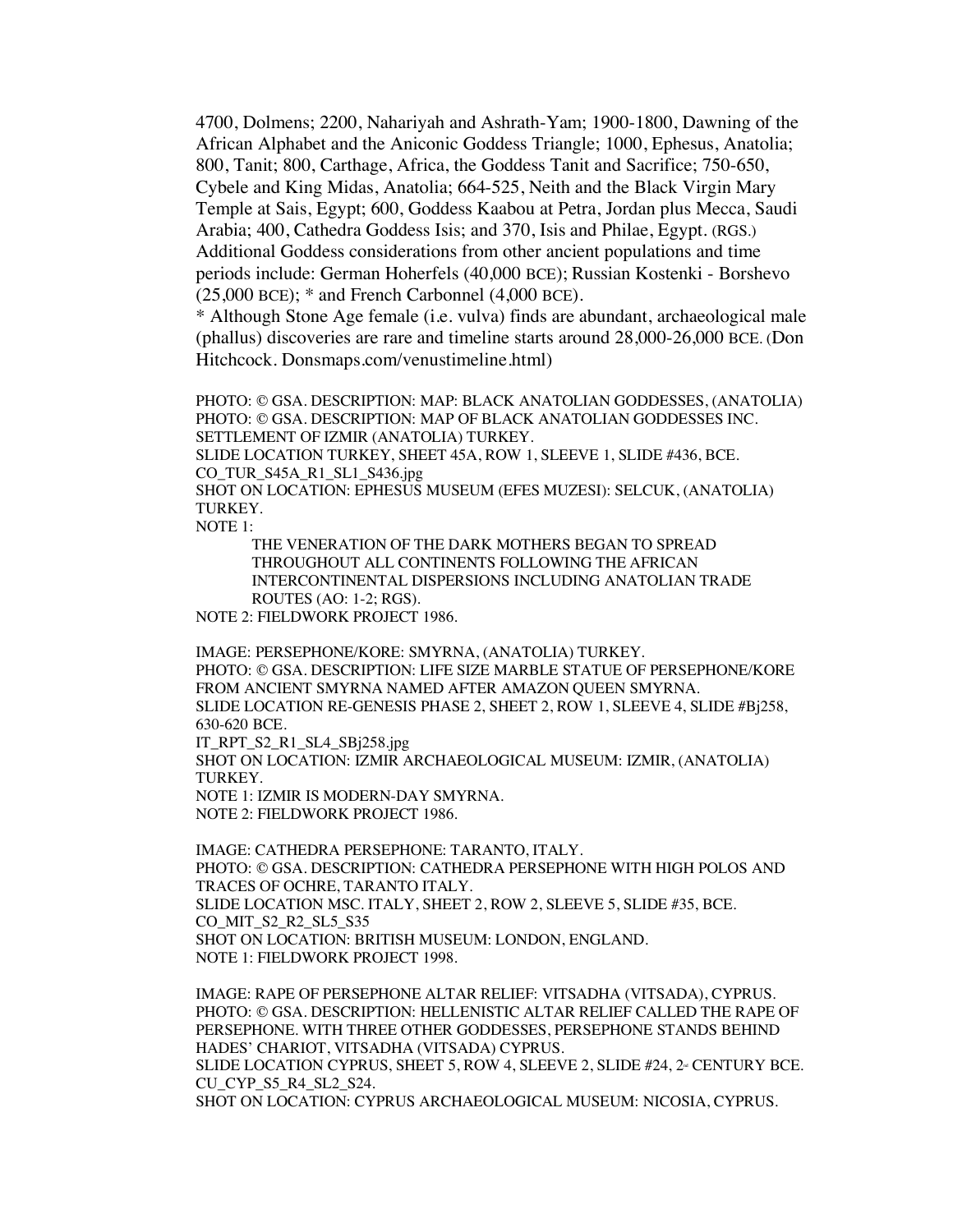4700, Dolmens; 2200, Nahariyah and Ashrath-Yam; 1900-1800, Dawning of the African Alphabet and the Aniconic Goddess Triangle; 1000, Ephesus, Anatolia; 800, Tanit; 800, Carthage, Africa, the Goddess Tanit and Sacrifice; 750-650, Cybele and King Midas, Anatolia; 664-525, Neith and the Black Virgin Mary Temple at Sais, Egypt; 600, Goddess Kaabou at Petra, Jordan plus Mecca, Saudi Arabia; 400, Cathedra Goddess Isis; and 370, Isis and Philae, Egypt. (RGS.) Additional Goddess considerations from other ancient populations and time periods include: German Hoherfels (40,000 BCE); Russian Kostenki - Borshevo (25,000 BCE); * and French Carbonnel (4,000 BCE).
* Although Stone Age female (i.e. vulva) finds are abundant, archaeological male (phallus) discoveries are rare and timeline starts around 28,000-26,000 BCE. (Don Hitchcock. Donsmaps.com/venustimeline.html)

PHOTO: © GSA. DESCRIPTION: MAP: BLACK ANATOLIAN GODDESSES, (ANATOLIA)
PHOTO: © GSA. DESCRIPTION: MAP OF BLACK ANATOLIAN GODDESSES INC. SETTLEMENT OF IZMIR (ANATOLIA) TURKEY.
SLIDE LOCATION TURKEY, SHEET 45A, ROW 1, SLEEVE 1, SLIDE #436, BCE.
CO_TUR_S45A_R1_SL1_S436.jpg
SHOT ON LOCATION: EPHESUS MUSEUM (EFES MUZESI): SELCUK, (ANATOLIA) TURKEY.
NOTE 1:

THE VENERATION OF THE DARK MOTHERS BEGAN TO SPREAD THROUGHOUT ALL CONTINENTS FOLLOWING THE AFRICAN INTERCONTINENTAL DISPERSIONS INCLUDING ANATOLIAN TRADE ROUTES (AO: 1-2; RGS).

NOTE 2: FIELDWORK PROJECT 1986.

IMAGE: PERSEPHONE/KORE: SMYRNA, (ANATOLIA) TURKEY.
PHOTO: © GSA. DESCRIPTION: LIFE SIZE MARBLE STATUE OF PERSEPHONE/KORE FROM ANCIENT SMYRNA NAMED AFTER AMAZON QUEEN SMYRNA.
SLIDE LOCATION RE-GENESIS PHASE 2, SHEET 2, ROW 1, SLEEVE 4, SLIDE #Bj258, 630-620 BCE.
IT_RPT_S2_R1_SL4_SBj258.jpg
SHOT ON LOCATION: IZMIR ARCHAEOLOGICAL MUSEUM: IZMIR, (ANATOLIA) TURKEY.
NOTE 1: IZMIR IS MODERN-DAY SMYRNA.
NOTE 2: FIELDWORK PROJECT 1986.

IMAGE: CATHEDRA PERSEPHONE: TARANTO, ITALY.
PHOTO: © GSA. DESCRIPTION: CATHEDRA PERSEPHONE WITH HIGH POLOS AND TRACES OF OCHRE, TARANTO ITALY.
SLIDE LOCATION MSC. ITALY, SHEET 2, ROW 2, SLEEVE 5, SLIDE #35, BCE.
CO_MIT_S2_R2_SL5_S35
SHOT ON LOCATION: BRITISH MUSEUM: LONDON, ENGLAND.
NOTE 1: FIELDWORK PROJECT 1998.

IMAGE: RAPE OF PERSEPHONE ALTAR RELIEF: VITSADHA (VITSADA), CYPRUS.
PHOTO: © GSA. DESCRIPTION: HELLENISTIC ALTAR RELIEF CALLED THE RAPE OF PERSEPHONE. WITH THREE OTHER GODDESSES, PERSEPHONE STANDS BEHIND HADES' CHARIOT, VITSADHA (VITSADA) CYPRUS.
SLIDE LOCATION CYPRUS, SHEET 5, ROW 4, SLEEVE 2, SLIDE #24, 2nd CENTURY BCE.
CU_CYP_S5_R4_SL2_S24.
SHOT ON LOCATION: CYPRUS ARCHAEOLOGICAL MUSEUM: NICOSIA, CYPRUS.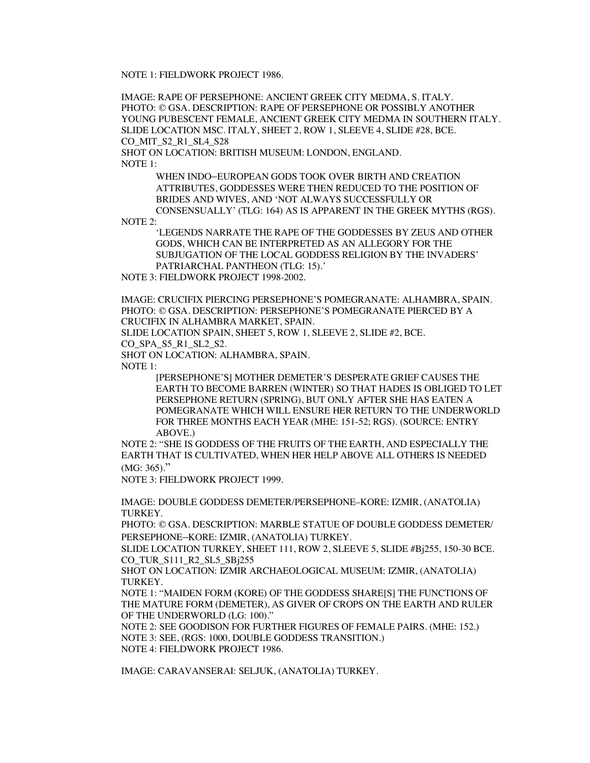NOTE 1: FIELDWORK PROJECT 1986.

IMAGE: RAPE OF PERSEPHONE: ANCIENT GREEK CITY MEDMA, S. ITALY.
PHOTO: © GSA. DESCRIPTION: RAPE OF PERSEPHONE OR POSSIBLY ANOTHER YOUNG PUBESCENT FEMALE, ANCIENT GREEK CITY MEDMA IN SOUTHERN ITALY.
SLIDE LOCATION MSC. ITALY, SHEET 2, ROW 1, SLEEVE 4, SLIDE #28, BCE.
CO_MIT_S2_R1_SL4_S28
SHOT ON LOCATION: BRITISH MUSEUM: LONDON, ENGLAND.
NOTE 1:

> WHEN INDO–EUROPEAN GODS TOOK OVER BIRTH AND CREATION ATTRIBUTES, GODDESSES WERE THEN REDUCED TO THE POSITION OF BRIDES AND WIVES, AND 'NOT ALWAYS SUCCESSFULLY OR CONSENSUALLY' (TLG: 164) AS IS APPARENT IN THE GREEK MYTHS (RGS).

NOTE 2:

> 'LEGENDS NARRATE THE RAPE OF THE GODDESSES BY ZEUS AND OTHER GODS, WHICH CAN BE INTERPRETED AS AN ALLEGORY FOR THE SUBJUGATION OF THE LOCAL GODDESS RELIGION BY THE INVADERS' PATRIARCHAL PANTHEON (TLG: 15).'

NOTE 3: FIELDWORK PROJECT 1998-2002.

IMAGE: CRUCIFIX PIERCING PERSEPHONE'S POMEGRANATE: ALHAMBRA, SPAIN.
PHOTO: © GSA. DESCRIPTION: PERSEPHONE'S POMEGRANATE PIERCED BY A CRUCIFIX IN ALHAMBRA MARKET, SPAIN.
SLIDE LOCATION SPAIN, SHEET 5, ROW 1, SLEEVE 2, SLIDE #2, BCE.
CO_SPA_S5_R1_SL2_S2.
SHOT ON LOCATION: ALHAMBRA, SPAIN.
NOTE 1:

> [PERSEPHONE'S] MOTHER DEMETER'S DESPERATE GRIEF CAUSES THE EARTH TO BECOME BARREN (WINTER) SO THAT HADES IS OBLIGED TO LET PERSEPHONE RETURN (SPRING), BUT ONLY AFTER SHE HAS EATEN A POMEGRANATE WHICH WILL ENSURE HER RETURN TO THE UNDERWORLD FOR THREE MONTHS EACH YEAR (MHE: 151-52; RGS). (SOURCE: ENTRY ABOVE.)

NOTE 2: "SHE IS GODDESS OF THE FRUITS OF THE EARTH, AND ESPECIALLY THE EARTH THAT IS CULTIVATED, WHEN HER HELP ABOVE ALL OTHERS IS NEEDED (MG: 365)."
NOTE 3: FIELDWORK PROJECT 1999.

IMAGE: DOUBLE GODDESS DEMETER/PERSEPHONE–KORE: IZMIR, (ANATOLIA) TURKEY.
PHOTO: © GSA. DESCRIPTION: MARBLE STATUE OF DOUBLE GODDESS DEMETER/ PERSEPHONE–KORE: IZMIR, (ANATOLIA) TURKEY.
SLIDE LOCATION TURKEY, SHEET 111, ROW 2, SLEEVE 5, SLIDE #Bj255, 150-30 BCE.
CO_TUR_S111_R2_SL5_SBj255
SHOT ON LOCATION: IZMIR ARCHAEOLOGICAL MUSEUM: IZMIR, (ANATOLIA) TURKEY.
NOTE 1: "MAIDEN FORM (KORE) OF THE GODDESS SHARE[S] THE FUNCTIONS OF THE MATURE FORM (DEMETER), AS GIVER OF CROPS ON THE EARTH AND RULER OF THE UNDERWORLD (LG: 100)."
NOTE 2: SEE GOODISON FOR FURTHER FIGURES OF FEMALE PAIRS. (MHE: 152.)
NOTE 3: SEE, (RGS: 1000, DOUBLE GODDESS TRANSITION.)
NOTE 4: FIELDWORK PROJECT 1986.

IMAGE: CARAVANSERAI: SELJUK, (ANATOLIA) TURKEY.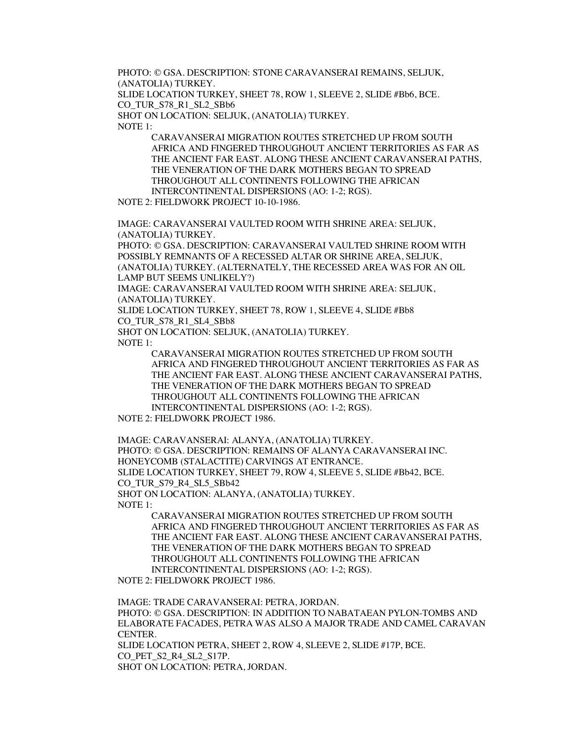PHOTO: © GSA. DESCRIPTION: STONE CARAVANSERAI REMAINS, SELJUK, (ANATOLIA) TURKEY.
SLIDE LOCATION TURKEY, SHEET 78, ROW 1, SLEEVE 2, SLIDE #Bb6, BCE.
CO_TUR_S78_R1_SL2_SBb6
SHOT ON LOCATION: SELJUK, (ANATOLIA) TURKEY.
NOTE 1:

> CARAVANSERAI MIGRATION ROUTES STRETCHED UP FROM SOUTH AFRICA AND FINGERED THROUGHOUT ANCIENT TERRITORIES AS FAR AS THE ANCIENT FAR EAST. ALONG THESE ANCIENT CARAVANSERAI PATHS, THE VENERATION OF THE DARK MOTHERS BEGAN TO SPREAD THROUGHOUT ALL CONTINENTS FOLLOWING THE AFRICAN INTERCONTINENTAL DISPERSIONS (AO: 1-2; RGS).

NOTE 2: FIELDWORK PROJECT 10-10-1986.

IMAGE: CARAVANSERAI VAULTED ROOM WITH SHRINE AREA: SELJUK, (ANATOLIA) TURKEY.
PHOTO: © GSA. DESCRIPTION: CARAVANSERAI VAULTED SHRINE ROOM WITH POSSIBLY REMNANTS OF A RECESSED ALTAR OR SHRINE AREA, SELJUK, (ANATOLIA) TURKEY. (ALTERNATELY, THE RECESSED AREA WAS FOR AN OIL LAMP BUT SEEMS UNLIKELY?)
IMAGE: CARAVANSERAI VAULTED ROOM WITH SHRINE AREA: SELJUK, (ANATOLIA) TURKEY.
SLIDE LOCATION TURKEY, SHEET 78, ROW 1, SLEEVE 4, SLIDE #Bb8
CO_TUR_S78_R1_SL4_SBb8
SHOT ON LOCATION: SELJUK, (ANATOLIA) TURKEY.
NOTE 1:

> CARAVANSERAI MIGRATION ROUTES STRETCHED UP FROM SOUTH AFRICA AND FINGERED THROUGHOUT ANCIENT TERRITORIES AS FAR AS THE ANCIENT FAR EAST. ALONG THESE ANCIENT CARAVANSERAI PATHS, THE VENERATION OF THE DARK MOTHERS BEGAN TO SPREAD THROUGHOUT ALL CONTINENTS FOLLOWING THE AFRICAN INTERCONTINENTAL DISPERSIONS (AO: 1-2; RGS).

NOTE 2: FIELDWORK PROJECT 1986.

IMAGE: CARAVANSERAI: ALANYA, (ANATOLIA) TURKEY.
PHOTO: © GSA. DESCRIPTION: REMAINS OF ALANYA CARAVANSERAI INC. HONEYCOMB (STALACTITE) CARVINGS AT ENTRANCE.
SLIDE LOCATION TURKEY, SHEET 79, ROW 4, SLEEVE 5, SLIDE #Bb42, BCE.
CO_TUR_S79_R4_SL5_SBb42
SHOT ON LOCATION: ALANYA, (ANATOLIA) TURKEY.
NOTE 1:

> CARAVANSERAI MIGRATION ROUTES STRETCHED UP FROM SOUTH AFRICA AND FINGERED THROUGHOUT ANCIENT TERRITORIES AS FAR AS THE ANCIENT FAR EAST. ALONG THESE ANCIENT CARAVANSERAI PATHS, THE VENERATION OF THE DARK MOTHERS BEGAN TO SPREAD THROUGHOUT ALL CONTINENTS FOLLOWING THE AFRICAN INTERCONTINENTAL DISPERSIONS (AO: 1-2; RGS).

NOTE 2: FIELDWORK PROJECT 1986.

IMAGE: TRADE CARAVANSERAI: PETRA, JORDAN.
PHOTO: © GSA. DESCRIPTION: IN ADDITION TO NABATAEAN PYLON-TOMBS AND ELABORATE FACADES, PETRA WAS ALSO A MAJOR TRADE AND CAMEL CARAVAN CENTER.
SLIDE LOCATION PETRA, SHEET 2, ROW 4, SLEEVE 2, SLIDE #17P, BCE.
CO_PET_S2_R4_SL2_S17P.
SHOT ON LOCATION: PETRA, JORDAN.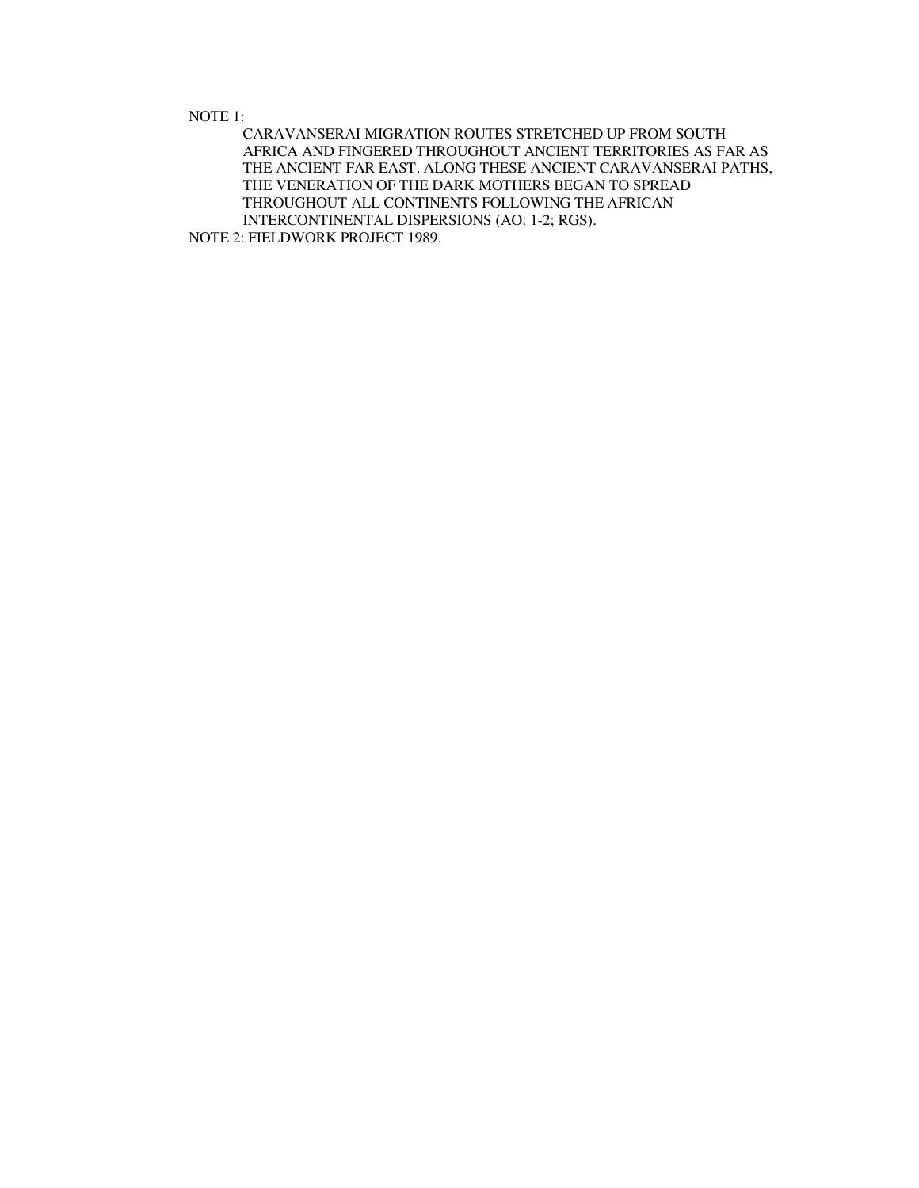NOTE 1:

CARAVANSERAI MIGRATION ROUTES STRETCHED UP FROM SOUTH AFRICA AND FINGERED THROUGHOUT ANCIENT TERRITORIES AS FAR AS THE ANCIENT FAR EAST. ALONG THESE ANCIENT CARAVANSERAI PATHS, THE VENERATION OF THE DARK MOTHERS BEGAN TO SPREAD THROUGHOUT ALL CONTINENTS FOLLOWING THE AFRICAN INTERCONTINENTAL DISPERSIONS (AO: 1-2; RGS).

NOTE 2: FIELDWORK PROJECT 1989.